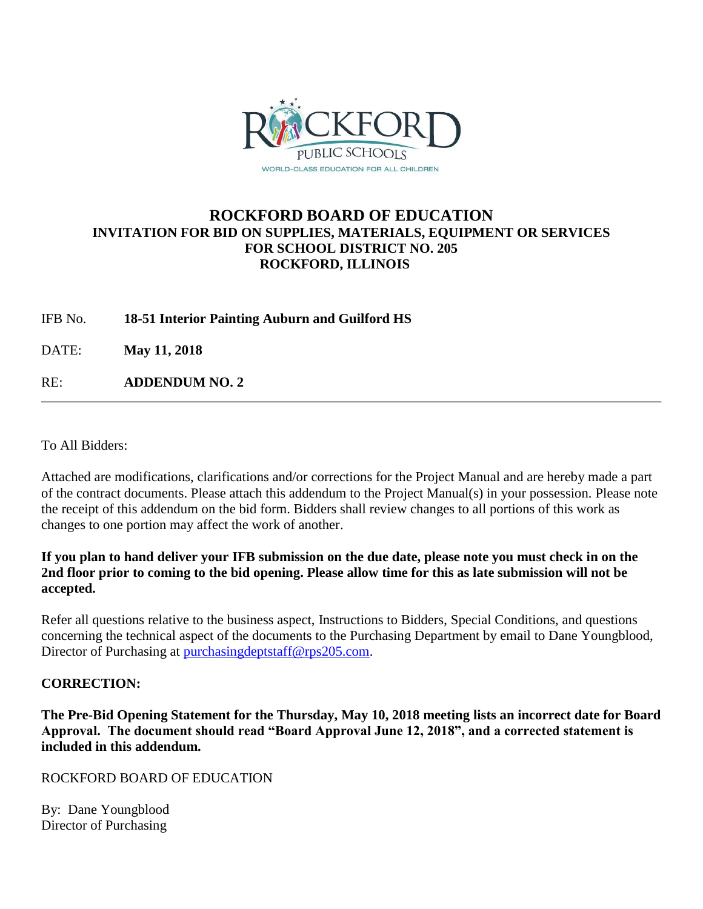ROCKFORD PUBLIC SCHOOLS

WORLD-CLASS EDUCATION FOR ALL CHILDREN

# ROCKFORD BOARD OF EDUCATION

## INVITATION FOR BID ON SUPPLIES, MATERIALS, EQUIPMENT OR SERVICES FOR SCHOOL DISTRICT NO. 205 ROCKFORD, ILLINOIS

IFB No. **18-51 Interior Painting Auburn and Guilford HS**

DATE: **May 11, 2018**

RE: **ADDENDUM NO. 2**

---

To All Bidders:

Attached are modifications, clarifications and/or corrections for the Project Manual and are hereby made a part of the contract documents. Please attach this addendum to the Project Manual(s) in your possession. Please note the receipt of this addendum on the bid form. Bidders shall review changes to all portions of this work as changes to one portion may affect the work of another.

**If you plan to hand deliver your IFB submission on the due date, please note you must check in on the 2nd floor prior to coming to the bid opening. Please allow time for this as late submission will not be accepted.**

Refer all questions relative to the business aspect, Instructions to Bidders, Special Conditions, and questions concerning the technical aspect of the documents to the Purchasing Department by email to Dane Youngblood, Director of Purchasing at purchasingdeptstaff@rps205.com.

**CORRECTION:**

**The Pre-Bid Opening Statement for the Thursday, May 10, 2018 meeting lists an incorrect date for Board Approval. The document should read "Board Approval June 12, 2018", and a corrected statement is included in this addendum.**

ROCKFORD BOARD OF EDUCATION

By: Dane Youngblood
Director of Purchasing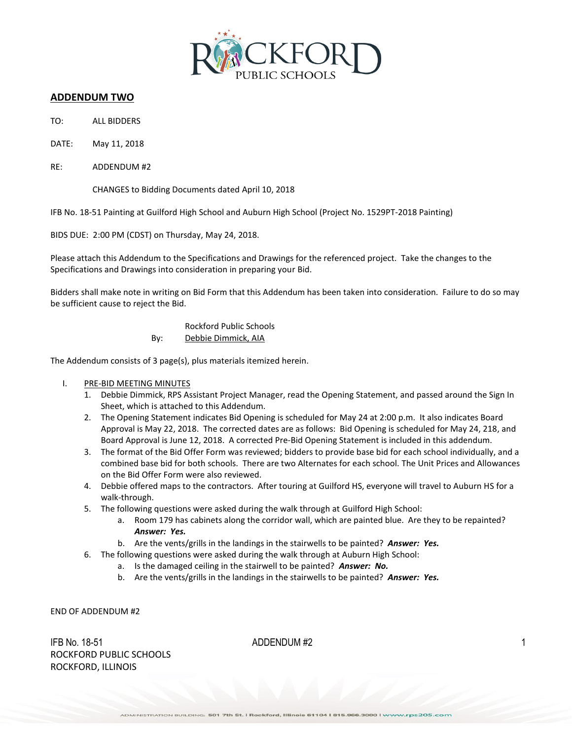## ADDENDUM TWO

TO: ALL BIDDERS

DATE: May 11, 2018

RE: ADDENDUM #2

CHANGES to Bidding Documents dated April 10, 2018

IFB No. 18-51 Painting at Guilford High School and Auburn High School (Project No. 1529PT-2018 Painting)

BIDS DUE: 2:00 PM (CDST) on Thursday, May 24, 2018.

Please attach this Addendum to the Specifications and Drawings for the referenced project. Take the changes to the Specifications and Drawings into consideration in preparing your Bid.

Bidders shall make note in writing on Bid Form that this Addendum has been taken into consideration. Failure to do so may be sufficient cause to reject the Bid.

Rockford Public Schools
By: Debbie Dimmick, AIA

The Addendum consists of 3 page(s), plus materials itemized herein.

I. PRE-BID MEETING MINUTES
   1. Debbie Dimmick, RPS Assistant Project Manager, read the Opening Statement, and passed around the Sign In Sheet, which is attached to this Addendum.
   2. The Opening Statement indicates Bid Opening is scheduled for May 24 at 2:00 p.m. It also indicates Board Approval is May 22, 2018. The corrected dates are as follows: Bid Opening is scheduled for May 24, 218, and Board Approval is June 12, 2018. A corrected Pre-Bid Opening Statement is included in this addendum.
   3. The format of the Bid Offer Form was reviewed; bidders to provide base bid for each school individually, and a combined base bid for both schools. There are two Alternates for each school. The Unit Prices and Allowances on the Bid Offer Form were also reviewed.
   4. Debbie offered maps to the contractors. After touring at Guilford HS, everyone will travel to Auburn HS for a walk-through.
   5. The following questions were asked during the walk through at Guilford High School:
      a. Room 179 has cabinets along the corridor wall, which are painted blue. Are they to be repainted? ***Answer: Yes.***
      b. Are the vents/grills in the landings in the stairwells to be painted? ***Answer: Yes.***
   6. The following questions were asked during the walk through at Auburn High School:
      a. Is the damaged ceiling in the stairwell to be painted? ***Answer: No.***
      b. Are the vents/grills in the landings in the stairwells to be painted? ***Answer: Yes.***

END OF ADDENDUM #2

IFB No. 18-51 ADDENDUM #2
ROCKFORD PUBLIC SCHOOLS
ROCKFORD, ILLINOIS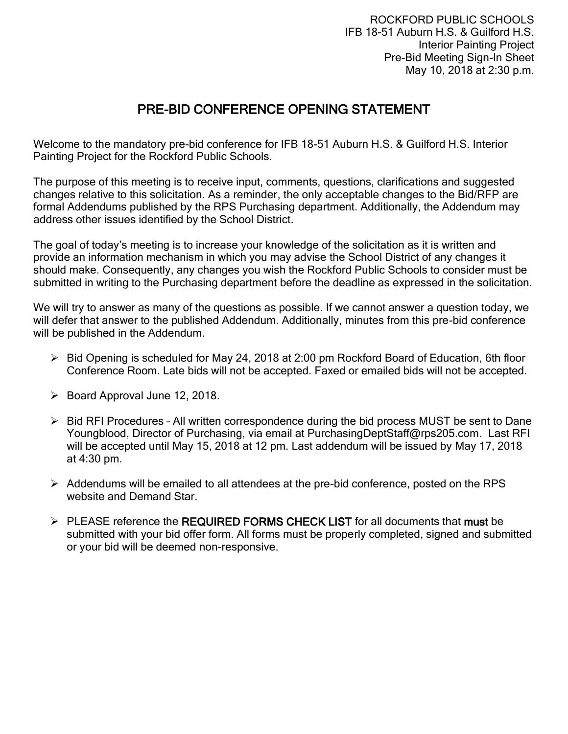ROCKFORD PUBLIC SCHOOLS
IFB 18-51 Auburn H.S. & Guilford H.S.
Interior Painting Project
Pre-Bid Meeting Sign-In Sheet
May 10, 2018 at 2:30 p.m.

# PRE-BID CONFERENCE OPENING STATEMENT

Welcome to the mandatory pre-bid conference for IFB 18-51 Auburn H.S. & Guilford H.S. Interior Painting Project for the Rockford Public Schools.

The purpose of this meeting is to receive input, comments, questions, clarifications and suggested changes relative to this solicitation. As a reminder, the only acceptable changes to the Bid/RFP are formal Addendums published by the RPS Purchasing department. Additionally, the Addendum may address other issues identified by the School District.

The goal of today's meeting is to increase your knowledge of the solicitation as it is written and provide an information mechanism in which you may advise the School District of any changes it should make. Consequently, any changes you wish the Rockford Public Schools to consider must be submitted in writing to the Purchasing department before the deadline as expressed in the solicitation.

We will try to answer as many of the questions as possible. If we cannot answer a question today, we will defer that answer to the published Addendum. Additionally, minutes from this pre-bid conference will be published in the Addendum.

- Bid Opening is scheduled for May 24, 2018 at 2:00 pm Rockford Board of Education, 6th floor Conference Room. Late bids will not be accepted. Faxed or emailed bids will not be accepted.
- Board Approval June 12, 2018.
- Bid RFI Procedures – All written correspondence during the bid process MUST be sent to Dane Youngblood, Director of Purchasing, via email at PurchasingDeptStaff@rps205.com. Last RFI will be accepted until May 15, 2018 at 12 pm. Last addendum will be issued by May 17, 2018 at 4:30 pm.
- Addendums will be emailed to all attendees at the pre-bid conference, posted on the RPS website and Demand Star.
- PLEASE reference the **REQUIRED FORMS CHECK LIST** for all documents that **must** be submitted with your bid offer form. All forms must be properly completed, signed and submitted or your bid will be deemed non-responsive.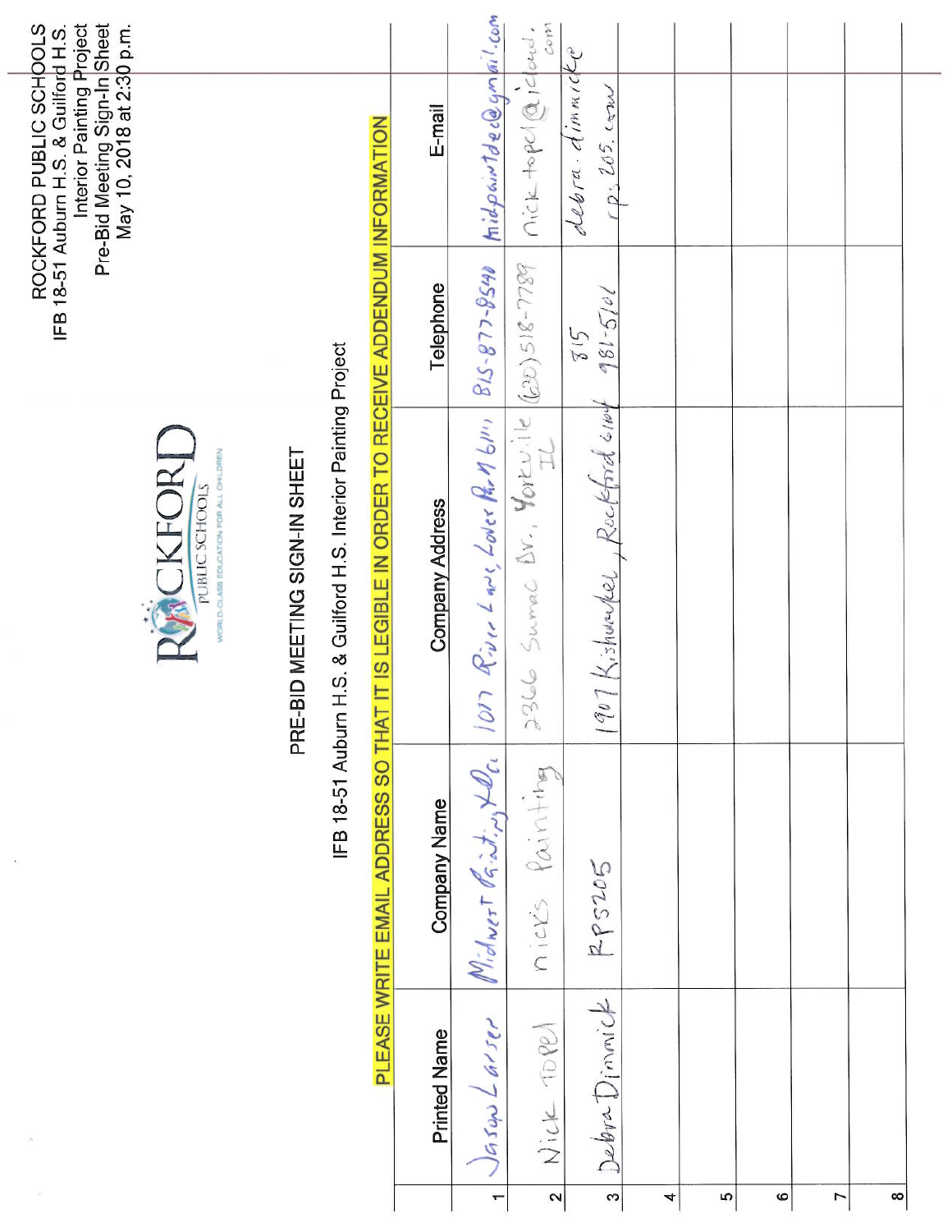ROCKFORD PUBLIC SCHOOLS
IFB 18-51 Auburn H.S. & Guilford H.S.
Interior Painting Project
Pre-Bid Meeting Sign-In Sheet
May 10, 2018 at 2:30 p.m.

ROCKFORD PUBLIC SCHOOLS
WORLD-CLASS EDUCATION FOR ALL CHILDREN

# PRE-BID MEETING SIGN-IN SHEET

IFB 18-51 Auburn H.S. & Guilford H.S. Interior Painting Project

**PLEASE WRITE EMAIL ADDRESS SO THAT IT IS LEGIBLE IN ORDER TO RECEIVE ADDENDUM INFORMATION**

| | Printed Name | Company Name | Company Address | Telephone | E-mail |
|---|---|---|---|---|---|
| 1 | Jason Larsen | Midwest Painting & Dec | 1017 River Lane, Loves Park 61111 | 815-877-8540 | midpaintdec@gmail.com |
| 2 | Nick Topel | Nick's Painting | 2366 Sumac Dr., Yorkville IL | (630) 518-7789 | nicktopel@icloud.com |
| 3 | Debra Dimmick | RPS205 | 1907 Kishwaukee, Rockford 61104 | 815 981-5101 | debra.dimmick@rps205.com |
| 4 | | | | | |
| 5 | | | | | |
| 6 | | | | | |
| 7 | | | | | |
| 8 | | | | | |